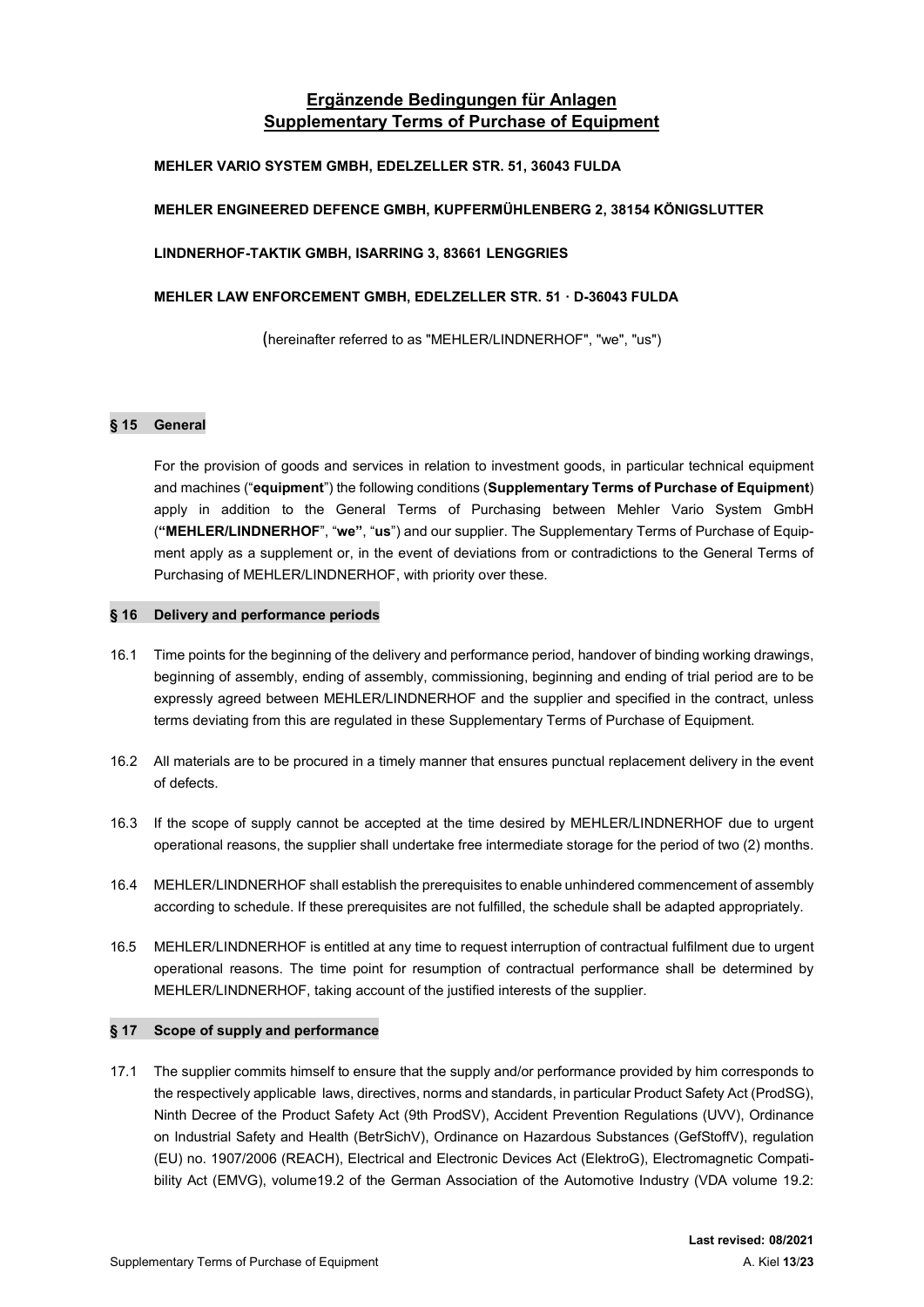# Ergänzende Bedingungen für Anlagen
# Supplementary Terms of Purchase of Equipment

**MEHLER VARIO SYSTEM GMBH, EDELZELLER STR. 51, 36043 FULDA**

**MEHLER ENGINEERED DEFENCE GMBH, KUPFERMÜHLENBERG 2, 38154 KÖNIGSLUTTER**

**LINDNERHOF-TAKTIK GMBH, ISARRING 3, 83661 LENGGRIES**

**MEHLER LAW ENFORCEMENT GMBH, EDELZELLER STR. 51 · D-36043 FULDA**

(hereinafter referred to as "MEHLER/LINDNERHOF", "we", "us")

## § 15 General

For the provision of goods and services in relation to investment goods, in particular technical equipment and machines ("**equipment**") the following conditions (**Supplementary Terms of Purchase of Equipment**) apply in addition to the General Terms of Purchasing between Mehler Vario System GmbH (**"MEHLER/LINDNERHOF**", "**we"**, "**us**") and our supplier. The Supplementary Terms of Purchase of Equipment apply as a supplement or, in the event of deviations from or contradictions to the General Terms of Purchasing of MEHLER/LINDNERHOF, with priority over these.

## § 16 Delivery and performance periods

16.1 Time points for the beginning of the delivery and performance period, handover of binding working drawings, beginning of assembly, ending of assembly, commissioning, beginning and ending of trial period are to be expressly agreed between MEHLER/LINDNERHOF and the supplier and specified in the contract, unless terms deviating from this are regulated in these Supplementary Terms of Purchase of Equipment.

16.2 All materials are to be procured in a timely manner that ensures punctual replacement delivery in the event of defects.

16.3 If the scope of supply cannot be accepted at the time desired by MEHLER/LINDNERHOF due to urgent operational reasons, the supplier shall undertake free intermediate storage for the period of two (2) months.

16.4 MEHLER/LINDNERHOF shall establish the prerequisites to enable unhindered commencement of assembly according to schedule. If these prerequisites are not fulfilled, the schedule shall be adapted appropriately.

16.5 MEHLER/LINDNERHOF is entitled at any time to request interruption of contractual fulfilment due to urgent operational reasons. The time point for resumption of contractual performance shall be determined by MEHLER/LINDNERHOF, taking account of the justified interests of the supplier.

## § 17 Scope of supply and performance

17.1 The supplier commits himself to ensure that the supply and/or performance provided by him corresponds to the respectively applicable laws, directives, norms and standards, in particular Product Safety Act (ProdSG), Ninth Decree of the Product Safety Act (9th ProdSV), Accident Prevention Regulations (UVV), Ordinance on Industrial Safety and Health (BetrSichV), Ordinance on Hazardous Substances (GefStoffV), regulation (EU) no. 1907/2006 (REACH), Electrical and Electronic Devices Act (ElektroG), Electromagnetic Compatibility Act (EMVG), volume19.2 of the German Association of the Automotive Industry (VDA volume 19.2: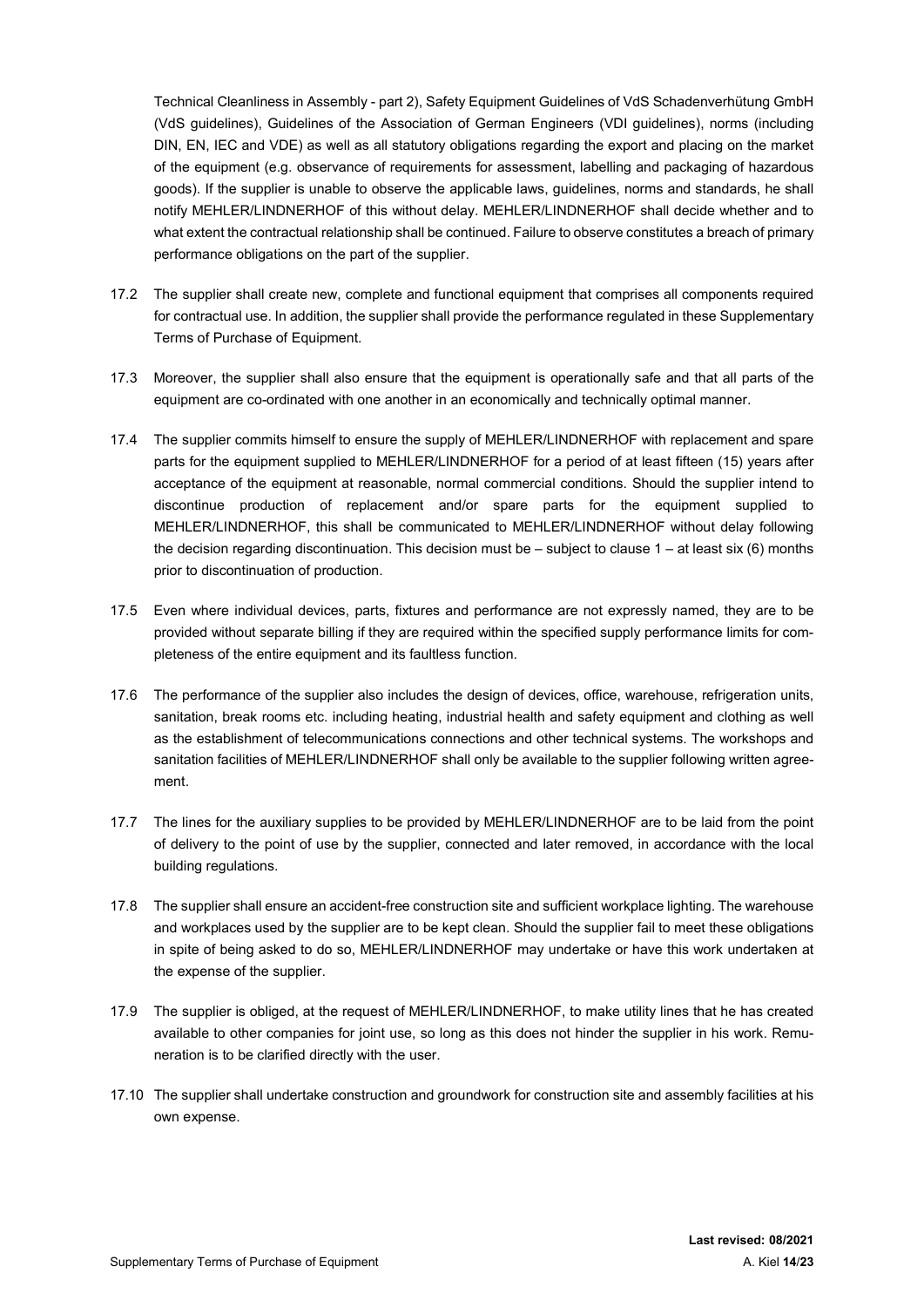Technical Cleanliness in Assembly - part 2), Safety Equipment Guidelines of VdS Schadenverhütung GmbH (VdS guidelines), Guidelines of the Association of German Engineers (VDI guidelines), norms (including DIN, EN, IEC and VDE) as well as all statutory obligations regarding the export and placing on the market of the equipment (e.g. observance of requirements for assessment, labelling and packaging of hazardous goods). If the supplier is unable to observe the applicable laws, guidelines, norms and standards, he shall notify MEHLER/LINDNERHOF of this without delay. MEHLER/LINDNERHOF shall decide whether and to what extent the contractual relationship shall be continued. Failure to observe constitutes a breach of primary performance obligations on the part of the supplier.

17.2 The supplier shall create new, complete and functional equipment that comprises all components required for contractual use. In addition, the supplier shall provide the performance regulated in these Supplementary Terms of Purchase of Equipment.

17.3 Moreover, the supplier shall also ensure that the equipment is operationally safe and that all parts of the equipment are co-ordinated with one another in an economically and technically optimal manner.

17.4 The supplier commits himself to ensure the supply of MEHLER/LINDNERHOF with replacement and spare parts for the equipment supplied to MEHLER/LINDNERHOF for a period of at least fifteen (15) years after acceptance of the equipment at reasonable, normal commercial conditions. Should the supplier intend to discontinue production of replacement and/or spare parts for the equipment supplied to MEHLER/LINDNERHOF, this shall be communicated to MEHLER/LINDNERHOF without delay following the decision regarding discontinuation. This decision must be – subject to clause 1 – at least six (6) months prior to discontinuation of production.

17.5 Even where individual devices, parts, fixtures and performance are not expressly named, they are to be provided without separate billing if they are required within the specified supply performance limits for completeness of the entire equipment and its faultless function.

17.6 The performance of the supplier also includes the design of devices, office, warehouse, refrigeration units, sanitation, break rooms etc. including heating, industrial health and safety equipment and clothing as well as the establishment of telecommunications connections and other technical systems. The workshops and sanitation facilities of MEHLER/LINDNERHOF shall only be available to the supplier following written agreement.

17.7 The lines for the auxiliary supplies to be provided by MEHLER/LINDNERHOF are to be laid from the point of delivery to the point of use by the supplier, connected and later removed, in accordance with the local building regulations.

17.8 The supplier shall ensure an accident-free construction site and sufficient workplace lighting. The warehouse and workplaces used by the supplier are to be kept clean. Should the supplier fail to meet these obligations in spite of being asked to do so, MEHLER/LINDNERHOF may undertake or have this work undertaken at the expense of the supplier.

17.9 The supplier is obliged, at the request of MEHLER/LINDNERHOF, to make utility lines that he has created available to other companies for joint use, so long as this does not hinder the supplier in his work. Remuneration is to be clarified directly with the user.

17.10 The supplier shall undertake construction and groundwork for construction site and assembly facilities at his own expense.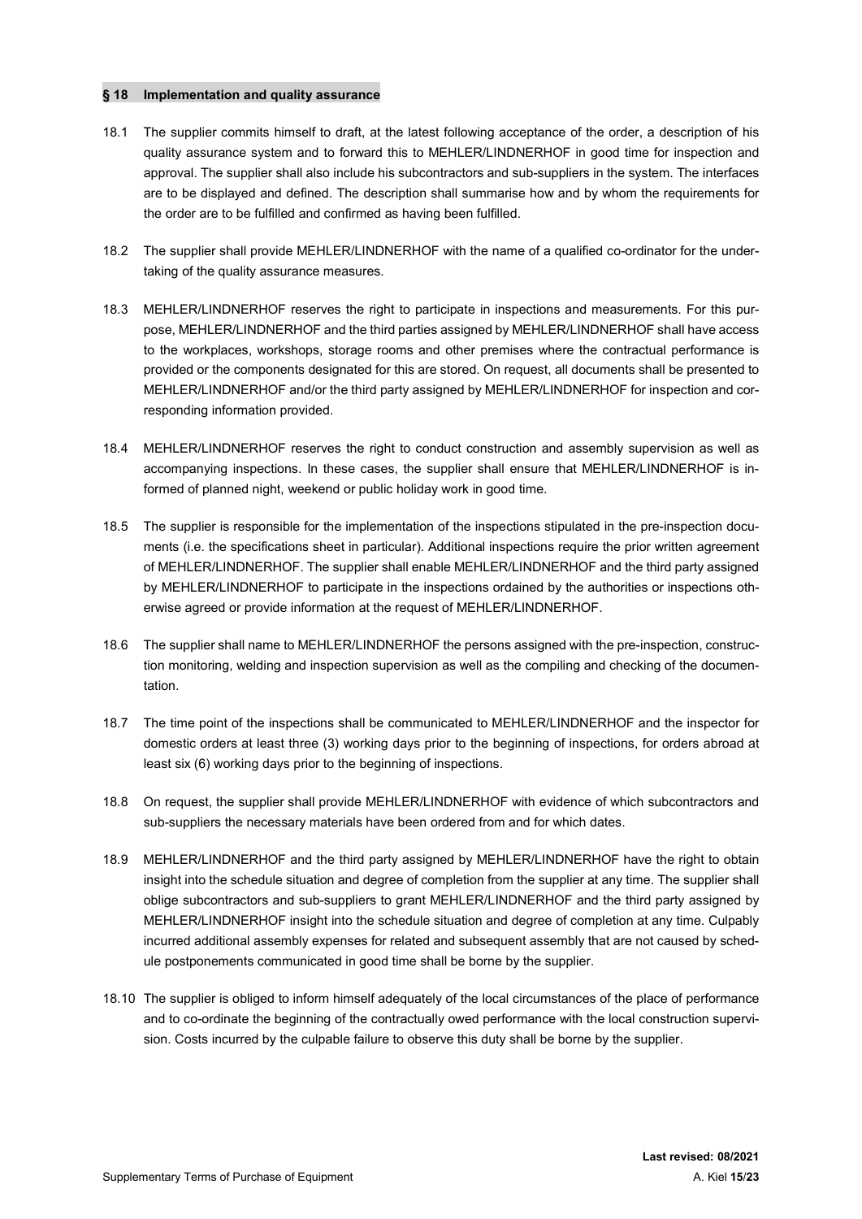## § 18 Implementation and quality assurance

18.1 The supplier commits himself to draft, at the latest following acceptance of the order, a description of his quality assurance system and to forward this to MEHLER/LINDNERHOF in good time for inspection and approval. The supplier shall also include his subcontractors and sub-suppliers in the system. The interfaces are to be displayed and defined. The description shall summarise how and by whom the requirements for the order are to be fulfilled and confirmed as having been fulfilled.

18.2 The supplier shall provide MEHLER/LINDNERHOF with the name of a qualified co-ordinator for the undertaking of the quality assurance measures.

18.3 MEHLER/LINDNERHOF reserves the right to participate in inspections and measurements. For this purpose, MEHLER/LINDNERHOF and the third parties assigned by MEHLER/LINDNERHOF shall have access to the workplaces, workshops, storage rooms and other premises where the contractual performance is provided or the components designated for this are stored. On request, all documents shall be presented to MEHLER/LINDNERHOF and/or the third party assigned by MEHLER/LINDNERHOF for inspection and corresponding information provided.

18.4 MEHLER/LINDNERHOF reserves the right to conduct construction and assembly supervision as well as accompanying inspections. In these cases, the supplier shall ensure that MEHLER/LINDNERHOF is informed of planned night, weekend or public holiday work in good time.

18.5 The supplier is responsible for the implementation of the inspections stipulated in the pre-inspection documents (i.e. the specifications sheet in particular). Additional inspections require the prior written agreement of MEHLER/LINDNERHOF. The supplier shall enable MEHLER/LINDNERHOF and the third party assigned by MEHLER/LINDNERHOF to participate in the inspections ordained by the authorities or inspections otherwise agreed or provide information at the request of MEHLER/LINDNERHOF.

18.6 The supplier shall name to MEHLER/LINDNERHOF the persons assigned with the pre-inspection, construction monitoring, welding and inspection supervision as well as the compiling and checking of the documentation.

18.7 The time point of the inspections shall be communicated to MEHLER/LINDNERHOF and the inspector for domestic orders at least three (3) working days prior to the beginning of inspections, for orders abroad at least six (6) working days prior to the beginning of inspections.

18.8 On request, the supplier shall provide MEHLER/LINDNERHOF with evidence of which subcontractors and sub-suppliers the necessary materials have been ordered from and for which dates.

18.9 MEHLER/LINDNERHOF and the third party assigned by MEHLER/LINDNERHOF have the right to obtain insight into the schedule situation and degree of completion from the supplier at any time. The supplier shall oblige subcontractors and sub-suppliers to grant MEHLER/LINDNERHOF and the third party assigned by MEHLER/LINDNERHOF insight into the schedule situation and degree of completion at any time. Culpably incurred additional assembly expenses for related and subsequent assembly that are not caused by schedule postponements communicated in good time shall be borne by the supplier.

18.10 The supplier is obliged to inform himself adequately of the local circumstances of the place of performance and to co-ordinate the beginning of the contractually owed performance with the local construction supervision. Costs incurred by the culpable failure to observe this duty shall be borne by the supplier.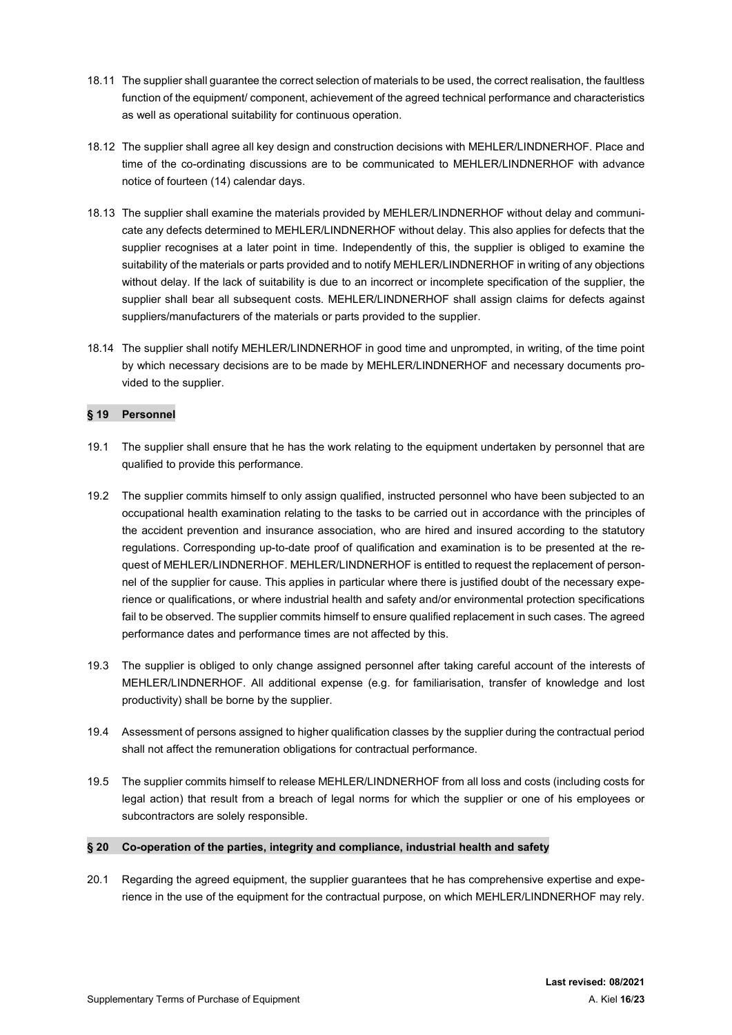18.11 The supplier shall guarantee the correct selection of materials to be used, the correct realisation, the faultless function of the equipment/ component, achievement of the agreed technical performance and characteristics as well as operational suitability for continuous operation.

18.12 The supplier shall agree all key design and construction decisions with MEHLER/LINDNERHOF. Place and time of the co-ordinating discussions are to be communicated to MEHLER/LINDNERHOF with advance notice of fourteen (14) calendar days.

18.13 The supplier shall examine the materials provided by MEHLER/LINDNERHOF without delay and communicate any defects determined to MEHLER/LINDNERHOF without delay. This also applies for defects that the supplier recognises at a later point in time. Independently of this, the supplier is obliged to examine the suitability of the materials or parts provided and to notify MEHLER/LINDNERHOF in writing of any objections without delay. If the lack of suitability is due to an incorrect or incomplete specification of the supplier, the supplier shall bear all subsequent costs. MEHLER/LINDNERHOF shall assign claims for defects against suppliers/manufacturers of the materials or parts provided to the supplier.

18.14 The supplier shall notify MEHLER/LINDNERHOF in good time and unprompted, in writing, of the time point by which necessary decisions are to be made by MEHLER/LINDNERHOF and necessary documents provided to the supplier.

## § 19 Personnel

19.1 The supplier shall ensure that he has the work relating to the equipment undertaken by personnel that are qualified to provide this performance.

19.2 The supplier commits himself to only assign qualified, instructed personnel who have been subjected to an occupational health examination relating to the tasks to be carried out in accordance with the principles of the accident prevention and insurance association, who are hired and insured according to the statutory regulations. Corresponding up-to-date proof of qualification and examination is to be presented at the request of MEHLER/LINDNERHOF. MEHLER/LINDNERHOF is entitled to request the replacement of personnel of the supplier for cause. This applies in particular where there is justified doubt of the necessary experience or qualifications, or where industrial health and safety and/or environmental protection specifications fail to be observed. The supplier commits himself to ensure qualified replacement in such cases. The agreed performance dates and performance times are not affected by this.

19.3 The supplier is obliged to only change assigned personnel after taking careful account of the interests of MEHLER/LINDNERHOF. All additional expense (e.g. for familiarisation, transfer of knowledge and lost productivity) shall be borne by the supplier.

19.4 Assessment of persons assigned to higher qualification classes by the supplier during the contractual period shall not affect the remuneration obligations for contractual performance.

19.5 The supplier commits himself to release MEHLER/LINDNERHOF from all loss and costs (including costs for legal action) that result from a breach of legal norms for which the supplier or one of his employees or subcontractors are solely responsible.

## § 20 Co-operation of the parties, integrity and compliance, industrial health and safety

20.1 Regarding the agreed equipment, the supplier guarantees that he has comprehensive expertise and experience in the use of the equipment for the contractual purpose, on which MEHLER/LINDNERHOF may rely.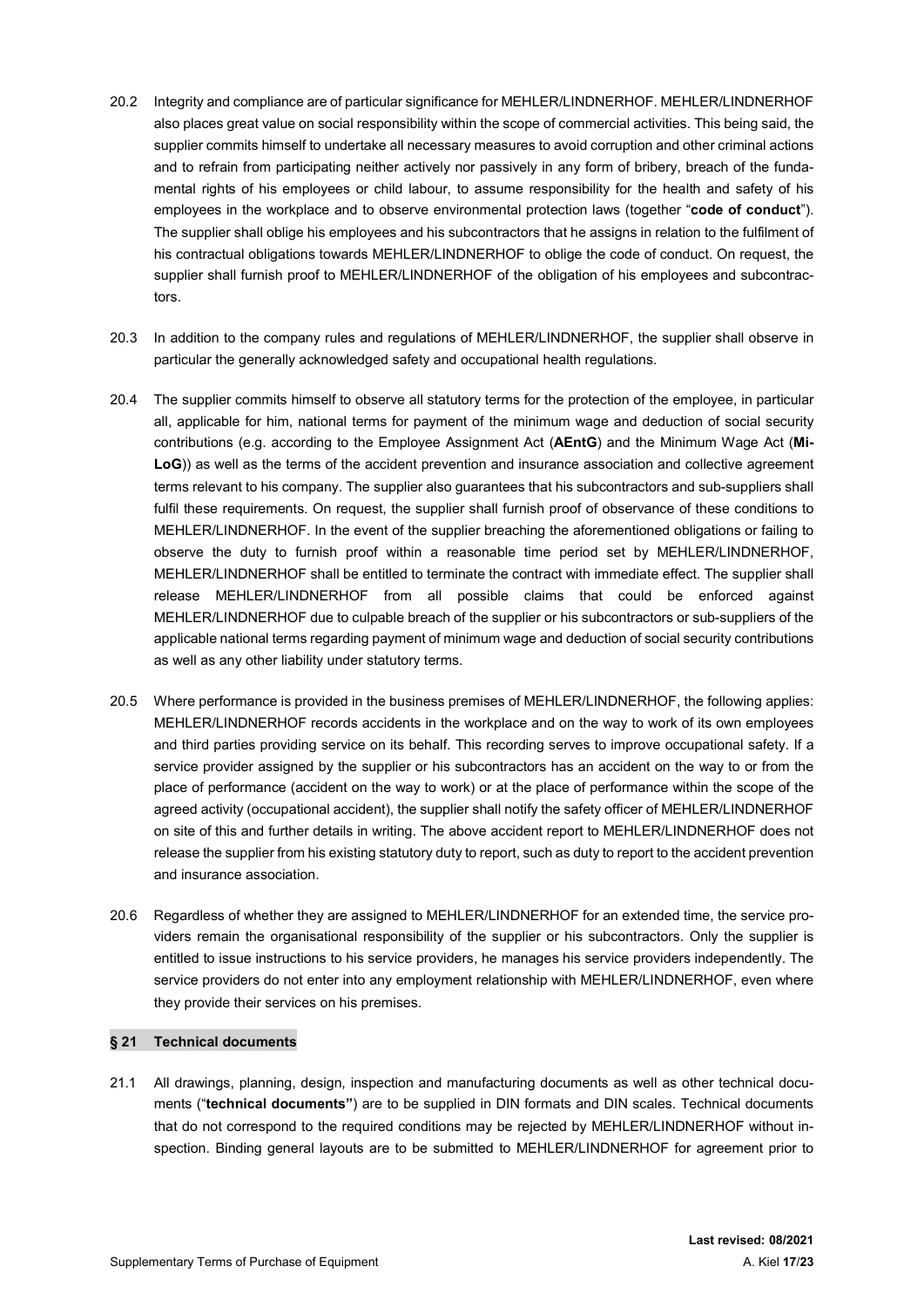20.2 Integrity and compliance are of particular significance for MEHLER/LINDNERHOF. MEHLER/LINDNERHOF also places great value on social responsibility within the scope of commercial activities. This being said, the supplier commits himself to undertake all necessary measures to avoid corruption and other criminal actions and to refrain from participating neither actively nor passively in any form of bribery, breach of the fundamental rights of his employees or child labour, to assume responsibility for the health and safety of his employees in the workplace and to observe environmental protection laws (together "**code of conduct**"). The supplier shall oblige his employees and his subcontractors that he assigns in relation to the fulfilment of his contractual obligations towards MEHLER/LINDNERHOF to oblige the code of conduct. On request, the supplier shall furnish proof to MEHLER/LINDNERHOF of the obligation of his employees and subcontractors.

20.3 In addition to the company rules and regulations of MEHLER/LINDNERHOF, the supplier shall observe in particular the generally acknowledged safety and occupational health regulations.

20.4 The supplier commits himself to observe all statutory terms for the protection of the employee, in particular all, applicable for him, national terms for payment of the minimum wage and deduction of social security contributions (e.g. according to the Employee Assignment Act (**AEntG**) and the Minimum Wage Act (**MiLoG**)) as well as the terms of the accident prevention and insurance association and collective agreement terms relevant to his company. The supplier also guarantees that his subcontractors and sub-suppliers shall fulfil these requirements. On request, the supplier shall furnish proof of observance of these conditions to MEHLER/LINDNERHOF. In the event of the supplier breaching the aforementioned obligations or failing to observe the duty to furnish proof within a reasonable time period set by MEHLER/LINDNERHOF, MEHLER/LINDNERHOF shall be entitled to terminate the contract with immediate effect. The supplier shall release MEHLER/LINDNERHOF from all possible claims that could be enforced against MEHLER/LINDNERHOF due to culpable breach of the supplier or his subcontractors or sub-suppliers of the applicable national terms regarding payment of minimum wage and deduction of social security contributions as well as any other liability under statutory terms.

20.5 Where performance is provided in the business premises of MEHLER/LINDNERHOF, the following applies: MEHLER/LINDNERHOF records accidents in the workplace and on the way to work of its own employees and third parties providing service on its behalf. This recording serves to improve occupational safety. If a service provider assigned by the supplier or his subcontractors has an accident on the way to or from the place of performance (accident on the way to work) or at the place of performance within the scope of the agreed activity (occupational accident), the supplier shall notify the safety officer of MEHLER/LINDNERHOF on site of this and further details in writing. The above accident report to MEHLER/LINDNERHOF does not release the supplier from his existing statutory duty to report, such as duty to report to the accident prevention and insurance association.

20.6 Regardless of whether they are assigned to MEHLER/LINDNERHOF for an extended time, the service providers remain the organisational responsibility of the supplier or his subcontractors. Only the supplier is entitled to issue instructions to his service providers, he manages his service providers independently. The service providers do not enter into any employment relationship with MEHLER/LINDNERHOF, even where they provide their services on his premises.

## § 21 Technical documents

21.1 All drawings, planning, design, inspection and manufacturing documents as well as other technical documents ("**technical documents**") are to be supplied in DIN formats and DIN scales. Technical documents that do not correspond to the required conditions may be rejected by MEHLER/LINDNERHOF without inspection. Binding general layouts are to be submitted to MEHLER/LINDNERHOF for agreement prior to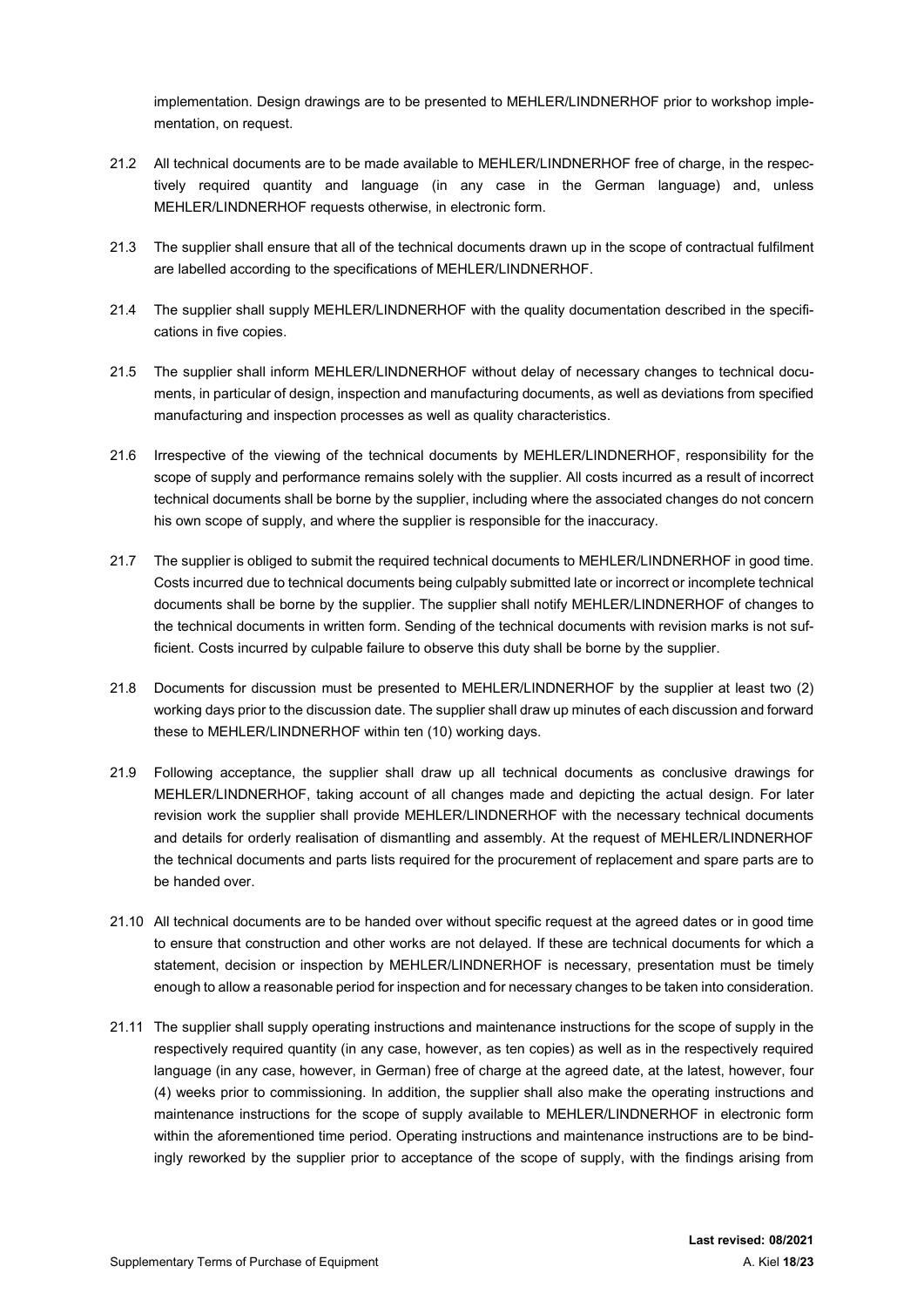implementation. Design drawings are to be presented to MEHLER/LINDNERHOF prior to workshop implementation, on request.

21.2 All technical documents are to be made available to MEHLER/LINDNERHOF free of charge, in the respectively required quantity and language (in any case in the German language) and, unless MEHLER/LINDNERHOF requests otherwise, in electronic form.

21.3 The supplier shall ensure that all of the technical documents drawn up in the scope of contractual fulfilment are labelled according to the specifications of MEHLER/LINDNERHOF.

21.4 The supplier shall supply MEHLER/LINDNERHOF with the quality documentation described in the specifications in five copies.

21.5 The supplier shall inform MEHLER/LINDNERHOF without delay of necessary changes to technical documents, in particular of design, inspection and manufacturing documents, as well as deviations from specified manufacturing and inspection processes as well as quality characteristics.

21.6 Irrespective of the viewing of the technical documents by MEHLER/LINDNERHOF, responsibility for the scope of supply and performance remains solely with the supplier. All costs incurred as a result of incorrect technical documents shall be borne by the supplier, including where the associated changes do not concern his own scope of supply, and where the supplier is responsible for the inaccuracy.

21.7 The supplier is obliged to submit the required technical documents to MEHLER/LINDNERHOF in good time. Costs incurred due to technical documents being culpably submitted late or incorrect or incomplete technical documents shall be borne by the supplier. The supplier shall notify MEHLER/LINDNERHOF of changes to the technical documents in written form. Sending of the technical documents with revision marks is not sufficient. Costs incurred by culpable failure to observe this duty shall be borne by the supplier.

21.8 Documents for discussion must be presented to MEHLER/LINDNERHOF by the supplier at least two (2) working days prior to the discussion date. The supplier shall draw up minutes of each discussion and forward these to MEHLER/LINDNERHOF within ten (10) working days.

21.9 Following acceptance, the supplier shall draw up all technical documents as conclusive drawings for MEHLER/LINDNERHOF, taking account of all changes made and depicting the actual design. For later revision work the supplier shall provide MEHLER/LINDNERHOF with the necessary technical documents and details for orderly realisation of dismantling and assembly. At the request of MEHLER/LINDNERHOF the technical documents and parts lists required for the procurement of replacement and spare parts are to be handed over.

21.10 All technical documents are to be handed over without specific request at the agreed dates or in good time to ensure that construction and other works are not delayed. If these are technical documents for which a statement, decision or inspection by MEHLER/LINDNERHOF is necessary, presentation must be timely enough to allow a reasonable period for inspection and for necessary changes to be taken into consideration.

21.11 The supplier shall supply operating instructions and maintenance instructions for the scope of supply in the respectively required quantity (in any case, however, as ten copies) as well as in the respectively required language (in any case, however, in German) free of charge at the agreed date, at the latest, however, four (4) weeks prior to commissioning. In addition, the supplier shall also make the operating instructions and maintenance instructions for the scope of supply available to MEHLER/LINDNERHOF in electronic form within the aforementioned time period. Operating instructions and maintenance instructions are to be bindingly reworked by the supplier prior to acceptance of the scope of supply, with the findings arising from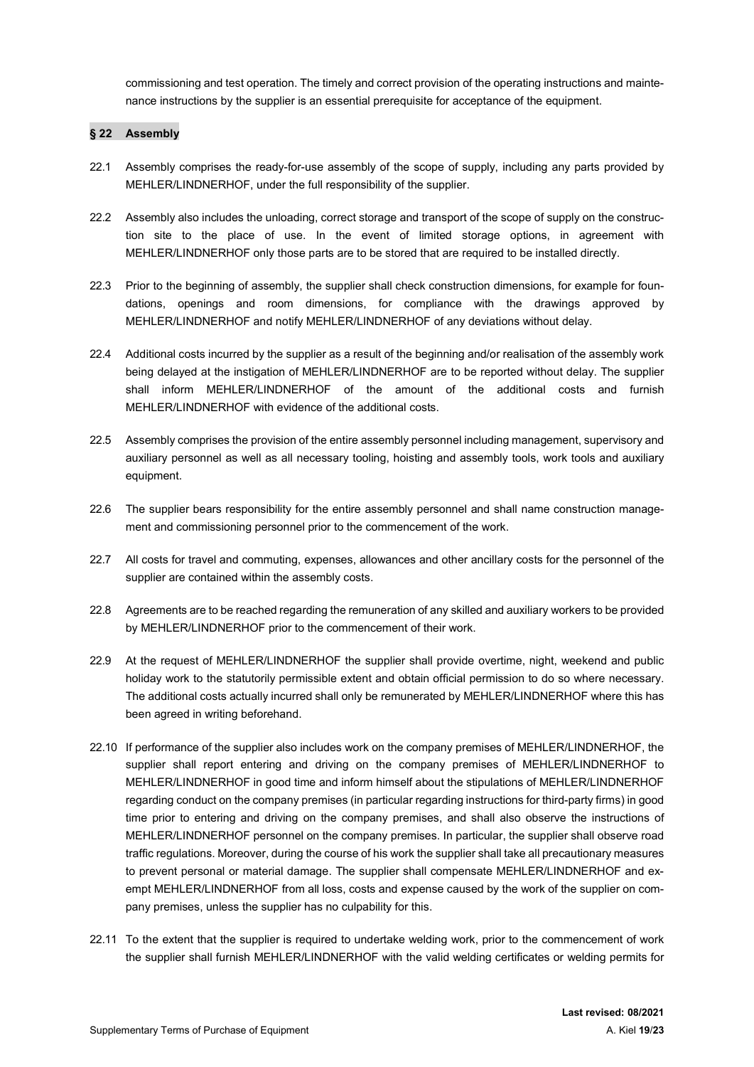commissioning and test operation. The timely and correct provision of the operating instructions and maintenance instructions by the supplier is an essential prerequisite for acceptance of the equipment.

## § 22 Assembly

22.1 Assembly comprises the ready-for-use assembly of the scope of supply, including any parts provided by MEHLER/LINDNERHOF, under the full responsibility of the supplier.

22.2 Assembly also includes the unloading, correct storage and transport of the scope of supply on the construction site to the place of use. In the event of limited storage options, in agreement with MEHLER/LINDNERHOF only those parts are to be stored that are required to be installed directly.

22.3 Prior to the beginning of assembly, the supplier shall check construction dimensions, for example for foundations, openings and room dimensions, for compliance with the drawings approved by MEHLER/LINDNERHOF and notify MEHLER/LINDNERHOF of any deviations without delay.

22.4 Additional costs incurred by the supplier as a result of the beginning and/or realisation of the assembly work being delayed at the instigation of MEHLER/LINDNERHOF are to be reported without delay. The supplier shall inform MEHLER/LINDNERHOF of the amount of the additional costs and furnish MEHLER/LINDNERHOF with evidence of the additional costs.

22.5 Assembly comprises the provision of the entire assembly personnel including management, supervisory and auxiliary personnel as well as all necessary tooling, hoisting and assembly tools, work tools and auxiliary equipment.

22.6 The supplier bears responsibility for the entire assembly personnel and shall name construction management and commissioning personnel prior to the commencement of the work.

22.7 All costs for travel and commuting, expenses, allowances and other ancillary costs for the personnel of the supplier are contained within the assembly costs.

22.8 Agreements are to be reached regarding the remuneration of any skilled and auxiliary workers to be provided by MEHLER/LINDNERHOF prior to the commencement of their work.

22.9 At the request of MEHLER/LINDNERHOF the supplier shall provide overtime, night, weekend and public holiday work to the statutorily permissible extent and obtain official permission to do so where necessary. The additional costs actually incurred shall only be remunerated by MEHLER/LINDNERHOF where this has been agreed in writing beforehand.

22.10 If performance of the supplier also includes work on the company premises of MEHLER/LINDNERHOF, the supplier shall report entering and driving on the company premises of MEHLER/LINDNERHOF to MEHLER/LINDNERHOF in good time and inform himself about the stipulations of MEHLER/LINDNERHOF regarding conduct on the company premises (in particular regarding instructions for third-party firms) in good time prior to entering and driving on the company premises, and shall also observe the instructions of MEHLER/LINDNERHOF personnel on the company premises. In particular, the supplier shall observe road traffic regulations. Moreover, during the course of his work the supplier shall take all precautionary measures to prevent personal or material damage. The supplier shall compensate MEHLER/LINDNERHOF and exempt MEHLER/LINDNERHOF from all loss, costs and expense caused by the work of the supplier on company premises, unless the supplier has no culpability for this.

22.11 To the extent that the supplier is required to undertake welding work, prior to the commencement of work the supplier shall furnish MEHLER/LINDNERHOF with the valid welding certificates or welding permits for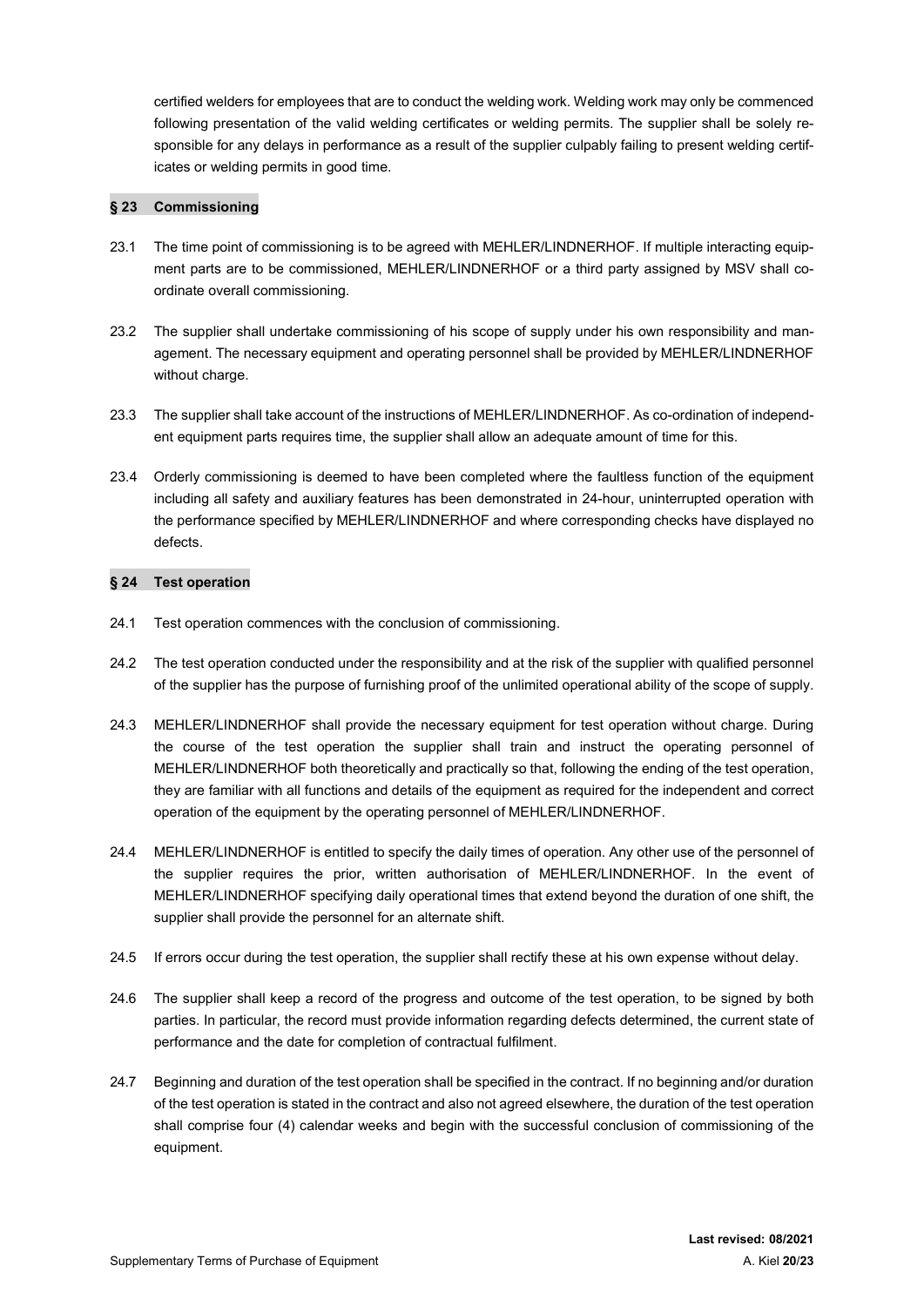certified welders for employees that are to conduct the welding work. Welding work may only be commenced following presentation of the valid welding certificates or welding permits. The supplier shall be solely responsible for any delays in performance as a result of the supplier culpably failing to present welding certificates or welding permits in good time.

## § 23 Commissioning

23.1 The time point of commissioning is to be agreed with MEHLER/LINDNERHOF. If multiple interacting equipment parts are to be commissioned, MEHLER/LINDNERHOF or a third party assigned by MSV shall coordinate overall commissioning.

23.2 The supplier shall undertake commissioning of his scope of supply under his own responsibility and management. The necessary equipment and operating personnel shall be provided by MEHLER/LINDNERHOF without charge.

23.3 The supplier shall take account of the instructions of MEHLER/LINDNERHOF. As co-ordination of independent equipment parts requires time, the supplier shall allow an adequate amount of time for this.

23.4 Orderly commissioning is deemed to have been completed where the faultless function of the equipment including all safety and auxiliary features has been demonstrated in 24-hour, uninterrupted operation with the performance specified by MEHLER/LINDNERHOF and where corresponding checks have displayed no defects.

## § 24 Test operation

24.1 Test operation commences with the conclusion of commissioning.

24.2 The test operation conducted under the responsibility and at the risk of the supplier with qualified personnel of the supplier has the purpose of furnishing proof of the unlimited operational ability of the scope of supply.

24.3 MEHLER/LINDNERHOF shall provide the necessary equipment for test operation without charge. During the course of the test operation the supplier shall train and instruct the operating personnel of MEHLER/LINDNERHOF both theoretically and practically so that, following the ending of the test operation, they are familiar with all functions and details of the equipment as required for the independent and correct operation of the equipment by the operating personnel of MEHLER/LINDNERHOF.

24.4 MEHLER/LINDNERHOF is entitled to specify the daily times of operation. Any other use of the personnel of the supplier requires the prior, written authorisation of MEHLER/LINDNERHOF. In the event of MEHLER/LINDNERHOF specifying daily operational times that extend beyond the duration of one shift, the supplier shall provide the personnel for an alternate shift.

24.5 If errors occur during the test operation, the supplier shall rectify these at his own expense without delay.

24.6 The supplier shall keep a record of the progress and outcome of the test operation, to be signed by both parties. In particular, the record must provide information regarding defects determined, the current state of performance and the date for completion of contractual fulfilment.

24.7 Beginning and duration of the test operation shall be specified in the contract. If no beginning and/or duration of the test operation is stated in the contract and also not agreed elsewhere, the duration of the test operation shall comprise four (4) calendar weeks and begin with the successful conclusion of commissioning of the equipment.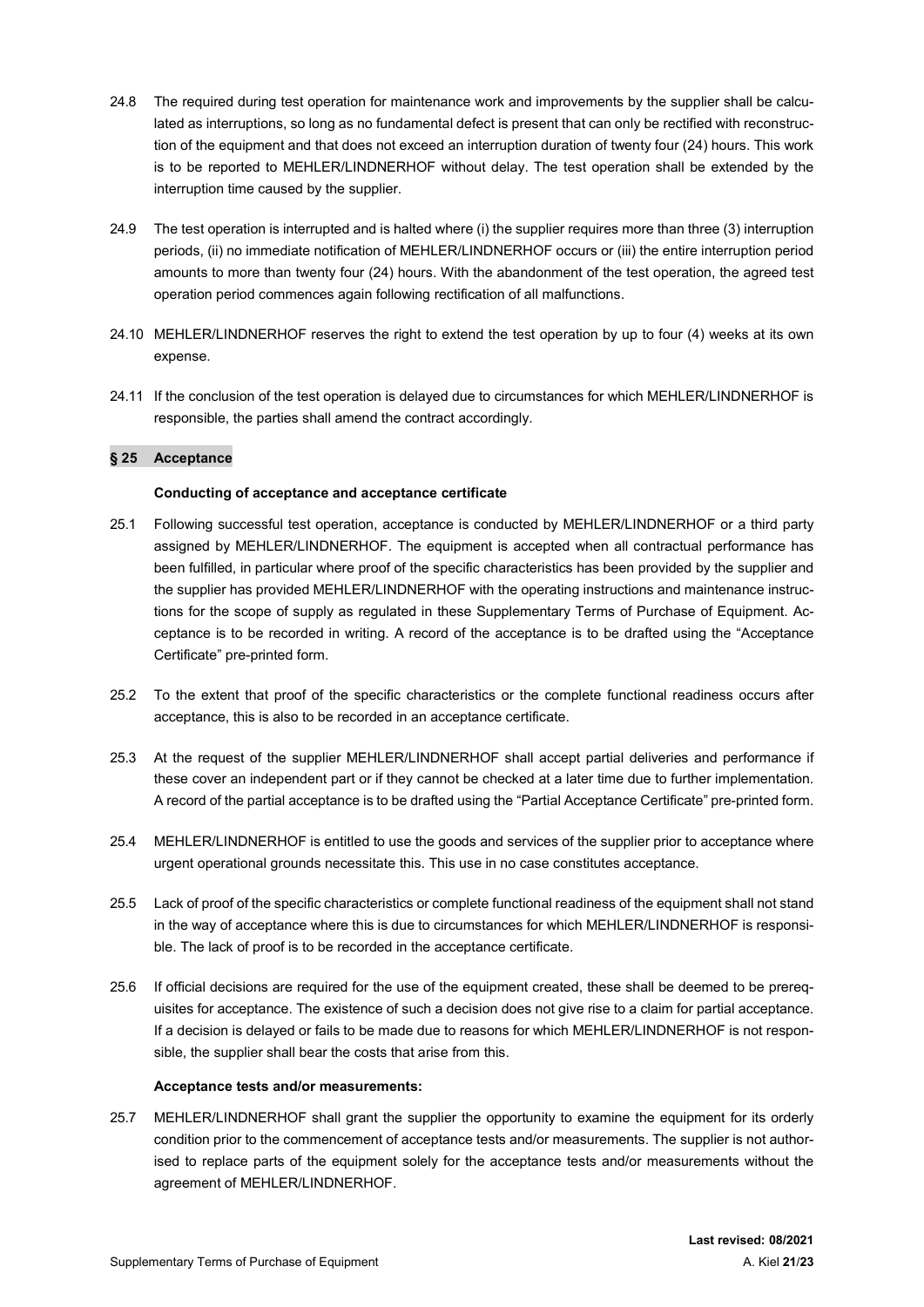24.8 The required during test operation for maintenance work and improvements by the supplier shall be calculated as interruptions, so long as no fundamental defect is present that can only be rectified with reconstruction of the equipment and that does not exceed an interruption duration of twenty four (24) hours. This work is to be reported to MEHLER/LINDNERHOF without delay. The test operation shall be extended by the interruption time caused by the supplier.

24.9 The test operation is interrupted and is halted where (i) the supplier requires more than three (3) interruption periods, (ii) no immediate notification of MEHLER/LINDNERHOF occurs or (iii) the entire interruption period amounts to more than twenty four (24) hours. With the abandonment of the test operation, the agreed test operation period commences again following rectification of all malfunctions.

24.10 MEHLER/LINDNERHOF reserves the right to extend the test operation by up to four (4) weeks at its own expense.

24.11 If the conclusion of the test operation is delayed due to circumstances for which MEHLER/LINDNERHOF is responsible, the parties shall amend the contract accordingly.

## § 25 Acceptance

**Conducting of acceptance and acceptance certificate**

25.1 Following successful test operation, acceptance is conducted by MEHLER/LINDNERHOF or a third party assigned by MEHLER/LINDNERHOF. The equipment is accepted when all contractual performance has been fulfilled, in particular where proof of the specific characteristics has been provided by the supplier and the supplier has provided MEHLER/LINDNERHOF with the operating instructions and maintenance instructions for the scope of supply as regulated in these Supplementary Terms of Purchase of Equipment. Acceptance is to be recorded in writing. A record of the acceptance is to be drafted using the "Acceptance Certificate" pre-printed form.

25.2 To the extent that proof of the specific characteristics or the complete functional readiness occurs after acceptance, this is also to be recorded in an acceptance certificate.

25.3 At the request of the supplier MEHLER/LINDNERHOF shall accept partial deliveries and performance if these cover an independent part or if they cannot be checked at a later time due to further implementation. A record of the partial acceptance is to be drafted using the "Partial Acceptance Certificate" pre-printed form.

25.4 MEHLER/LINDNERHOF is entitled to use the goods and services of the supplier prior to acceptance where urgent operational grounds necessitate this. This use in no case constitutes acceptance.

25.5 Lack of proof of the specific characteristics or complete functional readiness of the equipment shall not stand in the way of acceptance where this is due to circumstances for which MEHLER/LINDNERHOF is responsible. The lack of proof is to be recorded in the acceptance certificate.

25.6 If official decisions are required for the use of the equipment created, these shall be deemed to be prerequisites for acceptance. The existence of such a decision does not give rise to a claim for partial acceptance. If a decision is delayed or fails to be made due to reasons for which MEHLER/LINDNERHOF is not responsible, the supplier shall bear the costs that arise from this.

**Acceptance tests and/or measurements:**

25.7 MEHLER/LINDNERHOF shall grant the supplier the opportunity to examine the equipment for its orderly condition prior to the commencement of acceptance tests and/or measurements. The supplier is not authorised to replace parts of the equipment solely for the acceptance tests and/or measurements without the agreement of MEHLER/LINDNERHOF.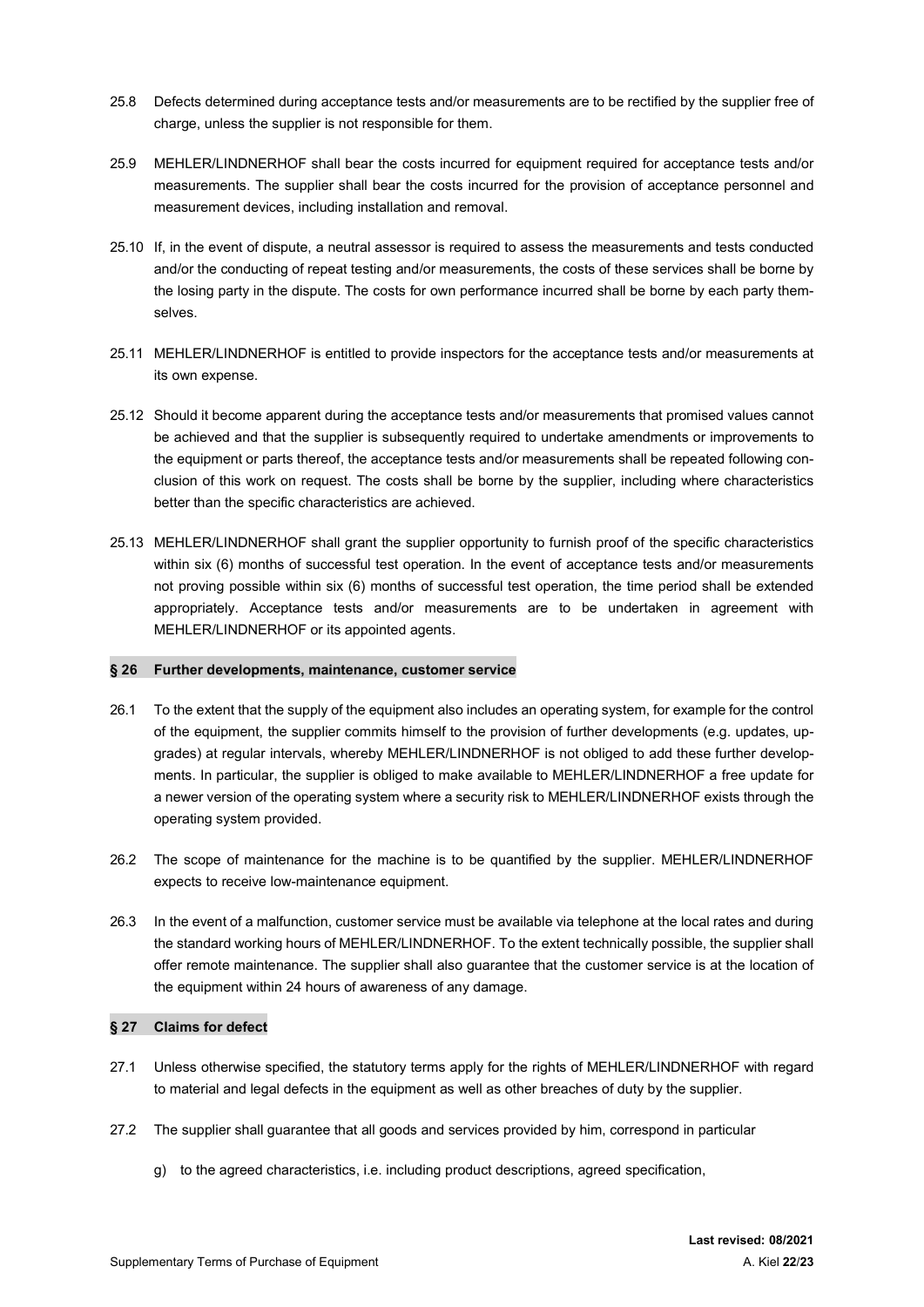25.8 Defects determined during acceptance tests and/or measurements are to be rectified by the supplier free of charge, unless the supplier is not responsible for them.

25.9 MEHLER/LINDNERHOF shall bear the costs incurred for equipment required for acceptance tests and/or measurements. The supplier shall bear the costs incurred for the provision of acceptance personnel and measurement devices, including installation and removal.

25.10 If, in the event of dispute, a neutral assessor is required to assess the measurements and tests conducted and/or the conducting of repeat testing and/or measurements, the costs of these services shall be borne by the losing party in the dispute. The costs for own performance incurred shall be borne by each party themselves.

25.11 MEHLER/LINDNERHOF is entitled to provide inspectors for the acceptance tests and/or measurements at its own expense.

25.12 Should it become apparent during the acceptance tests and/or measurements that promised values cannot be achieved and that the supplier is subsequently required to undertake amendments or improvements to the equipment or parts thereof, the acceptance tests and/or measurements shall be repeated following conclusion of this work on request. The costs shall be borne by the supplier, including where characteristics better than the specific characteristics are achieved.

25.13 MEHLER/LINDNERHOF shall grant the supplier opportunity to furnish proof of the specific characteristics within six (6) months of successful test operation. In the event of acceptance tests and/or measurements not proving possible within six (6) months of successful test operation, the time period shall be extended appropriately. Acceptance tests and/or measurements are to be undertaken in agreement with MEHLER/LINDNERHOF or its appointed agents.

## § 26 Further developments, maintenance, customer service

26.1 To the extent that the supply of the equipment also includes an operating system, for example for the control of the equipment, the supplier commits himself to the provision of further developments (e.g. updates, upgrades) at regular intervals, whereby MEHLER/LINDNERHOF is not obliged to add these further developments. In particular, the supplier is obliged to make available to MEHLER/LINDNERHOF a free update for a newer version of the operating system where a security risk to MEHLER/LINDNERHOF exists through the operating system provided.

26.2 The scope of maintenance for the machine is to be quantified by the supplier. MEHLER/LINDNERHOF expects to receive low-maintenance equipment.

26.3 In the event of a malfunction, customer service must be available via telephone at the local rates and during the standard working hours of MEHLER/LINDNERHOF. To the extent technically possible, the supplier shall offer remote maintenance. The supplier shall also guarantee that the customer service is at the location of the equipment within 24 hours of awareness of any damage.

## § 27 Claims for defect

27.1 Unless otherwise specified, the statutory terms apply for the rights of MEHLER/LINDNERHOF with regard to material and legal defects in the equipment as well as other breaches of duty by the supplier.

27.2 The supplier shall guarantee that all goods and services provided by him, correspond in particular

g) to the agreed characteristics, i.e. including product descriptions, agreed specification,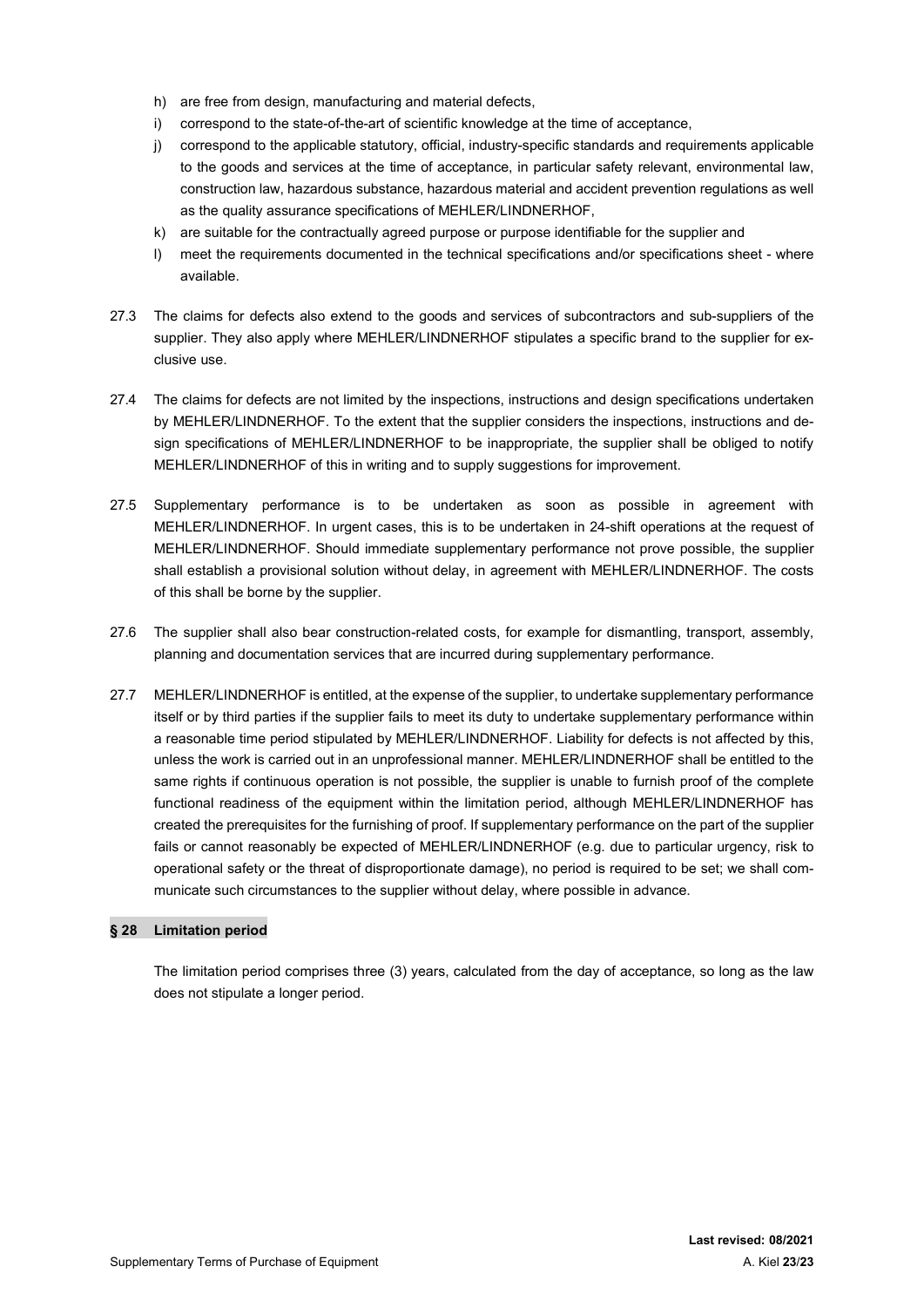h) are free from design, manufacturing and material defects,
i) correspond to the state-of-the-art of scientific knowledge at the time of acceptance,
j) correspond to the applicable statutory, official, industry-specific standards and requirements applicable to the goods and services at the time of acceptance, in particular safety relevant, environmental law, construction law, hazardous substance, hazardous material and accident prevention regulations as well as the quality assurance specifications of MEHLER/LINDNERHOF,
k) are suitable for the contractually agreed purpose or purpose identifiable for the supplier and
l) meet the requirements documented in the technical specifications and/or specifications sheet - where available.

27.3 The claims for defects also extend to the goods and services of subcontractors and sub-suppliers of the supplier. They also apply where MEHLER/LINDNERHOF stipulates a specific brand to the supplier for exclusive use.

27.4 The claims for defects are not limited by the inspections, instructions and design specifications undertaken by MEHLER/LINDNERHOF. To the extent that the supplier considers the inspections, instructions and design specifications of MEHLER/LINDNERHOF to be inappropriate, the supplier shall be obliged to notify MEHLER/LINDNERHOF of this in writing and to supply suggestions for improvement.

27.5 Supplementary performance is to be undertaken as soon as possible in agreement with MEHLER/LINDNERHOF. In urgent cases, this is to be undertaken in 24-shift operations at the request of MEHLER/LINDNERHOF. Should immediate supplementary performance not prove possible, the supplier shall establish a provisional solution without delay, in agreement with MEHLER/LINDNERHOF. The costs of this shall be borne by the supplier.

27.6 The supplier shall also bear construction-related costs, for example for dismantling, transport, assembly, planning and documentation services that are incurred during supplementary performance.

27.7 MEHLER/LINDNERHOF is entitled, at the expense of the supplier, to undertake supplementary performance itself or by third parties if the supplier fails to meet its duty to undertake supplementary performance within a reasonable time period stipulated by MEHLER/LINDNERHOF. Liability for defects is not affected by this, unless the work is carried out in an unprofessional manner. MEHLER/LINDNERHOF shall be entitled to the same rights if continuous operation is not possible, the supplier is unable to furnish proof of the complete functional readiness of the equipment within the limitation period, although MEHLER/LINDNERHOF has created the prerequisites for the furnishing of proof. If supplementary performance on the part of the supplier fails or cannot reasonably be expected of MEHLER/LINDNERHOF (e.g. due to particular urgency, risk to operational safety or the threat of disproportionate damage), no period is required to be set; we shall communicate such circumstances to the supplier without delay, where possible in advance.

## § 28 Limitation period

The limitation period comprises three (3) years, calculated from the day of acceptance, so long as the law does not stipulate a longer period.